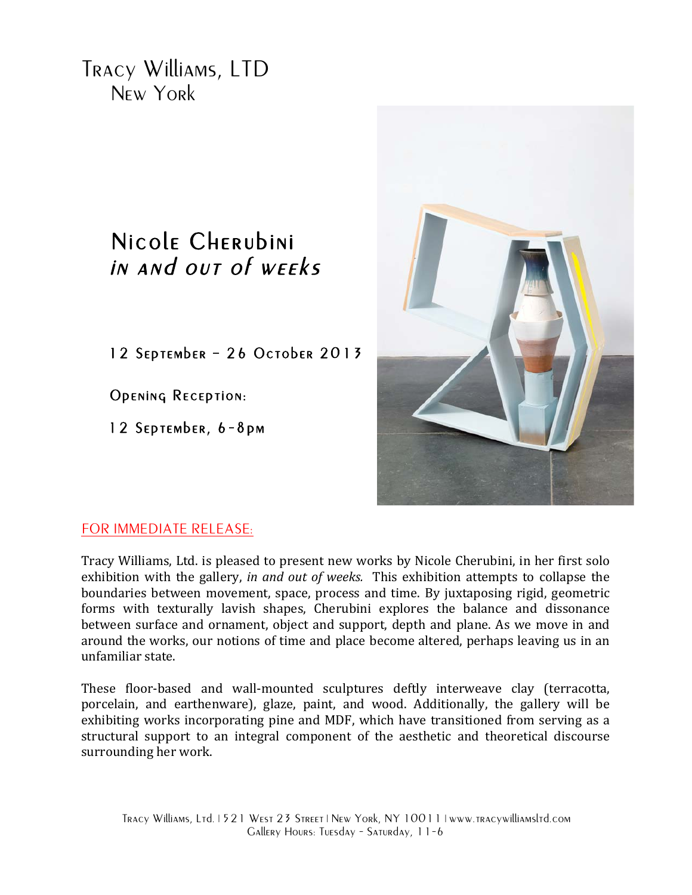# Tracy Williams, LTD
New York

## Nicole Cherubini
*in and out of weeks*

12 September – 26 October 2013

Opening Reception:

12 September, 6-8pm

FOR IMMEDIATE RELEASE:

Tracy Williams, Ltd. is pleased to present new works by Nicole Cherubini, in her first solo exhibition with the gallery, *in and out of weeks.* This exhibition attempts to collapse the boundaries between movement, space, process and time. By juxtaposing rigid, geometric forms with texturally lavish shapes, Cherubini explores the balance and dissonance between surface and ornament, object and support, depth and plane. As we move in and around the works, our notions of time and place become altered, perhaps leaving us in an unfamiliar state.

These floor-based and wall-mounted sculptures deftly interweave clay (terracotta, porcelain, and earthenware), glaze, paint, and wood. Additionally, the gallery will be exhibiting works incorporating pine and MDF, which have transitioned from serving as a structural support to an integral component of the aesthetic and theoretical discourse surrounding her work.

Tracy Williams, Ltd. | 521 West 23 Street | New York, NY 10011 | www.tracywilliamsltd.com
Gallery Hours: Tuesday - Saturday, 11-6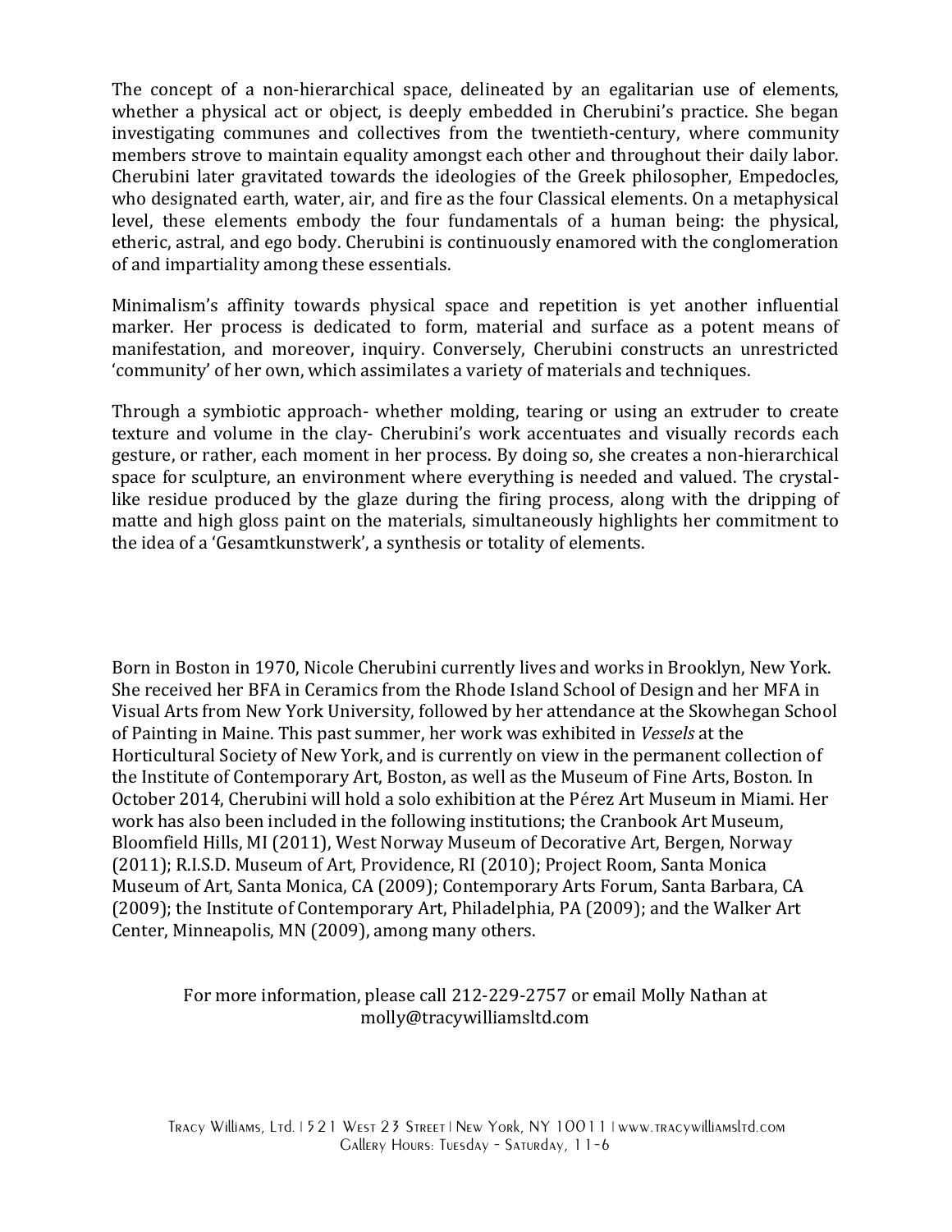The concept of a non-hierarchical space, delineated by an egalitarian use of elements, whether a physical act or object, is deeply embedded in Cherubini's practice. She began investigating communes and collectives from the twentieth-century, where community members strove to maintain equality amongst each other and throughout their daily labor. Cherubini later gravitated towards the ideologies of the Greek philosopher, Empedocles, who designated earth, water, air, and fire as the four Classical elements. On a metaphysical level, these elements embody the four fundamentals of a human being: the physical, etheric, astral, and ego body. Cherubini is continuously enamored with the conglomeration of and impartiality among these essentials.

Minimalism's affinity towards physical space and repetition is yet another influential marker. Her process is dedicated to form, material and surface as a potent means of manifestation, and moreover, inquiry. Conversely, Cherubini constructs an unrestricted 'community' of her own, which assimilates a variety of materials and techniques.

Through a symbiotic approach- whether molding, tearing or using an extruder to create texture and volume in the clay- Cherubini's work accentuates and visually records each gesture, or rather, each moment in her process. By doing so, she creates a non-hierarchical space for sculpture, an environment where everything is needed and valued. The crystal-like residue produced by the glaze during the firing process, along with the dripping of matte and high gloss paint on the materials, simultaneously highlights her commitment to the idea of a 'Gesamtkunstwerk', a synthesis or totality of elements.

Born in Boston in 1970, Nicole Cherubini currently lives and works in Brooklyn, New York. She received her BFA in Ceramics from the Rhode Island School of Design and her MFA in Visual Arts from New York University, followed by her attendance at the Skowhegan School of Painting in Maine. This past summer, her work was exhibited in *Vessels* at the Horticultural Society of New York, and is currently on view in the permanent collection of the Institute of Contemporary Art, Boston, as well as the Museum of Fine Arts, Boston. In October 2014, Cherubini will hold a solo exhibition at the Pérez Art Museum in Miami. Her work has also been included in the following institutions; the Cranbook Art Museum, Bloomfield Hills, MI (2011), West Norway Museum of Decorative Art, Bergen, Norway (2011); R.I.S.D. Museum of Art, Providence, RI (2010); Project Room, Santa Monica Museum of Art, Santa Monica, CA (2009); Contemporary Arts Forum, Santa Barbara, CA (2009); the Institute of Contemporary Art, Philadelphia, PA (2009); and the Walker Art Center, Minneapolis, MN (2009), among many others.

For more information, please call 212-229-2757 or email Molly Nathan at molly@tracywilliamsltd.com

Tracy Williams, Ltd. | 521 West 23 Street | New York, NY 10011 | www.tracywilliamsltd.com
Gallery Hours: Tuesday - Saturday, 11-6